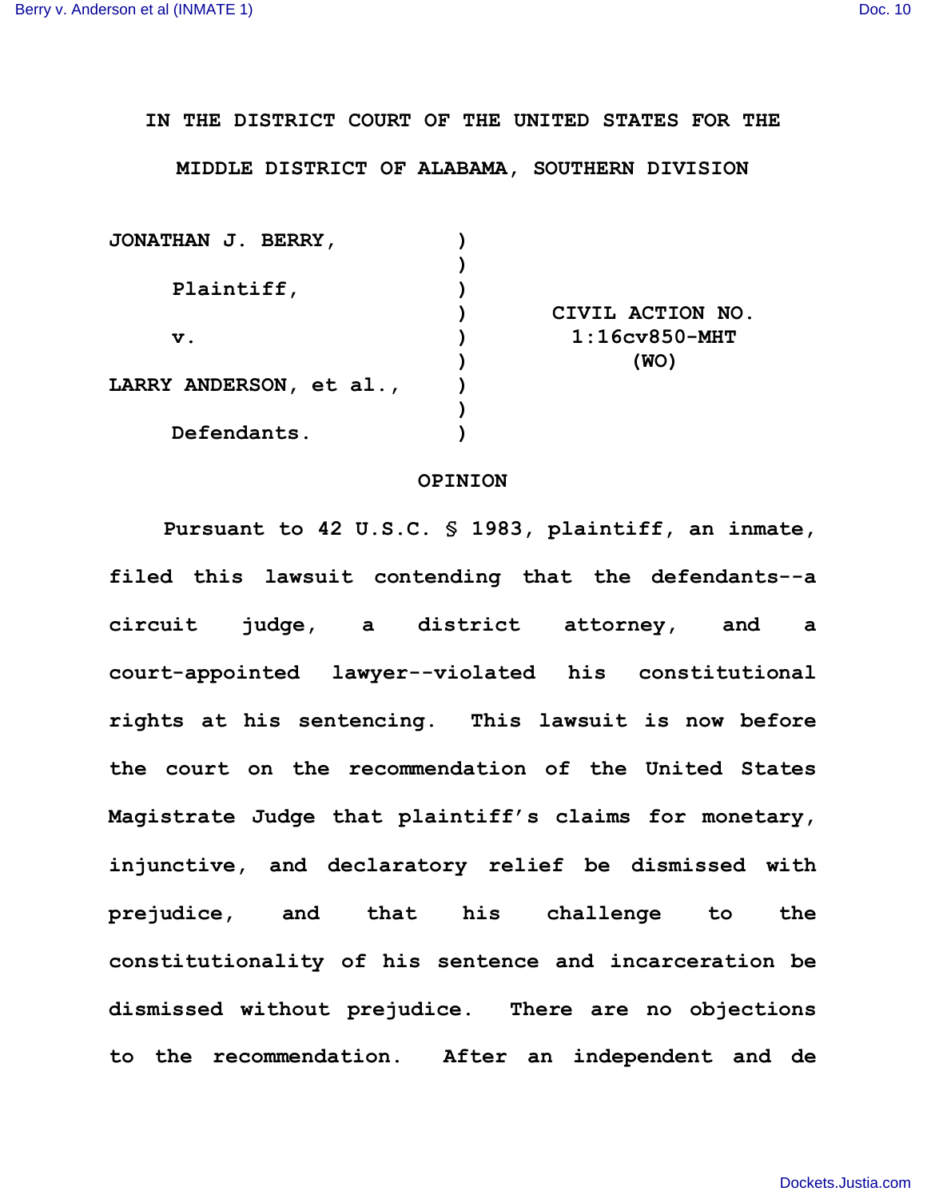IN THE DISTRICT COURT OF THE UNITED STATES FOR THE

MIDDLE DISTRICT OF ALABAMA, SOUTHERN DIVISION

| | | |
|---|---|---|
| JONATHAN J. BERRY, | ) | |
| | ) | |
| Plaintiff, | ) | |
| | ) | CIVIL ACTION NO. |
| v. | ) | 1:16cv850-MHT |
| | ) | (WO) |
| LARRY ANDERSON, et al., | ) | |
| | ) | |
| Defendants. | ) | |

## OPINION

Pursuant to 42 U.S.C. § 1983, plaintiff, an inmate, filed this lawsuit contending that the defendants--a circuit judge, a district attorney, and a court-appointed lawyer--violated his constitutional rights at his sentencing. This lawsuit is now before the court on the recommendation of the United States Magistrate Judge that plaintiff's claims for monetary, injunctive, and declaratory relief be dismissed with prejudice, and that his challenge to the constitutionality of his sentence and incarceration be dismissed without prejudice. There are no objections to the recommendation. After an independent and de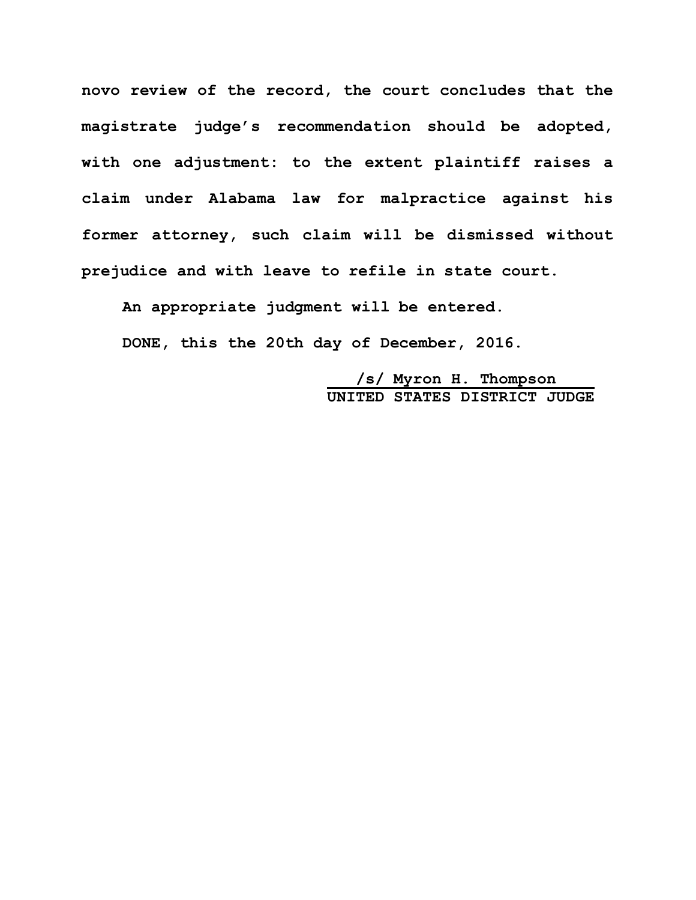novo review of the record, the court concludes that the magistrate judge's recommendation should be adopted, with one adjustment: to the extent plaintiff raises a claim under Alabama law for malpractice against his former attorney, such claim will be dismissed without prejudice and with leave to refile in state court.

An appropriate judgment will be entered.

DONE, this the 20th day of December, 2016.

/s/ Myron H. Thompson
UNITED STATES DISTRICT JUDGE